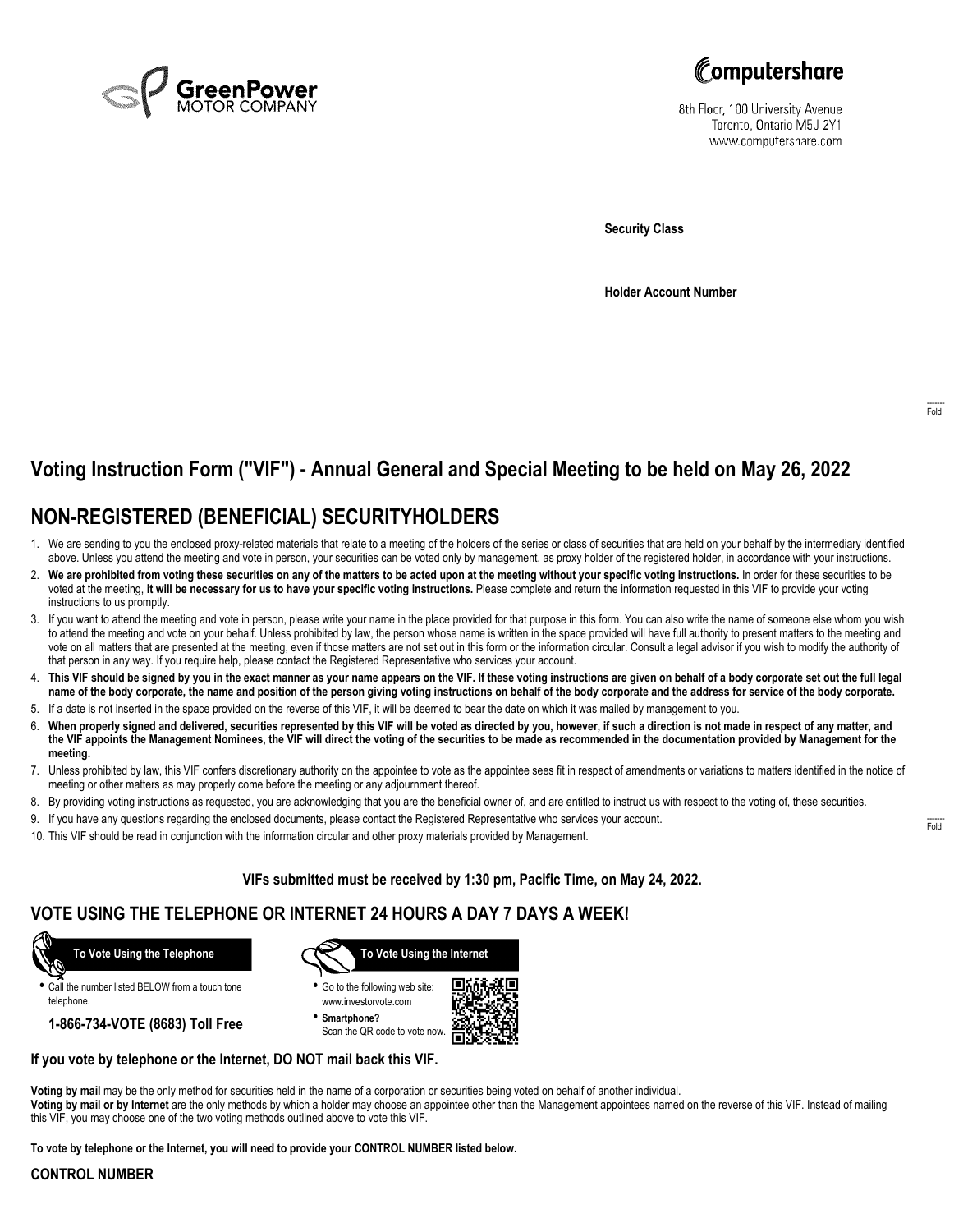GreenPower MOTOR COMPANY

Computershare

8th Floor, 100 University Avenue
Toronto, Ontario M5J 2Y1
www.computershare.com

**Security Class**

**Holder Account Number**

Fold

# Voting Instruction Form ("VIF") - Annual General and Special Meeting to be held on May 26, 2022

## NON-REGISTERED (BENEFICIAL) SECURITYHOLDERS

1. We are sending to you the enclosed proxy-related materials that relate to a meeting of the holders of the series or class of securities that are held on your behalf by the intermediary identified above. Unless you attend the meeting and vote in person, your securities can be voted only by management, as proxy holder of the registered holder, in accordance with your instructions.
2. **We are prohibited from voting these securities on any of the matters to be acted upon at the meeting without your specific voting instructions.** In order for these securities to be voted at the meeting, **it will be necessary for us to have your specific voting instructions.** Please complete and return the information requested in this VIF to provide your voting instructions to us promptly.
3. If you want to attend the meeting and vote in person, please write your name in the place provided for that purpose in this form. You can also write the name of someone else whom you wish to attend the meeting and vote on your behalf. Unless prohibited by law, the person whose name is written in the space provided will have full authority to present matters to the meeting and vote on all matters that are presented at the meeting, even if those matters are not set out in this form or the information circular. Consult a legal advisor if you wish to modify the authority of that person in any way. If you require help, please contact the Registered Representative who services your account.
4. **This VIF should be signed by you in the exact manner as your name appears on the VIF. If these voting instructions are given on behalf of a body corporate set out the full legal name of the body corporate, the name and position of the person giving voting instructions on behalf of the body corporate and the address for service of the body corporate.**
5. If a date is not inserted in the space provided on the reverse of this VIF, it will be deemed to bear the date on which it was mailed by management to you.
6. **When properly signed and delivered, securities represented by this VIF will be voted as directed by you, however, if such a direction is not made in respect of any matter, and the VIF appoints the Management Nominees, the VIF will direct the voting of the securities to be made as recommended in the documentation provided by Management for the meeting.**
7. Unless prohibited by law, this VIF confers discretionary authority on the appointee to vote as the appointee sees fit in respect of amendments or variations to matters identified in the notice of meeting or other matters as may properly come before the meeting or any adjournment thereof.
8. By providing voting instructions as requested, you are acknowledging that you are the beneficial owner of, and are entitled to instruct us with respect to the voting of, these securities.
9. If you have any questions regarding the enclosed documents, please contact the Registered Representative who services your account.
10. This VIF should be read in conjunction with the information circular and other proxy materials provided by Management.

Fold

**VIFs submitted must be received by 1:30 pm, Pacific Time, on May 24, 2022.**

## VOTE USING THE TELEPHONE OR INTERNET 24 HOURS A DAY 7 DAYS A WEEK!

**To Vote Using the Telephone**

- Call the number listed BELOW from a touch tone telephone.

**1-866-734-VOTE (8683) Toll Free**

**To Vote Using the Internet**

- Go to the following web site: www.investorvote.com
- **Smartphone?** Scan the QR code to vote now.

**If you vote by telephone or the Internet, DO NOT mail back this VIF.**

**Voting by mail** may be the only method for securities held in the name of a corporation or securities being voted on behalf of another individual.
**Voting by mail or by Internet** are the only methods by which a holder may choose an appointee other than the Management appointees named on the reverse of this VIF. Instead of mailing this VIF, you may choose one of the two voting methods outlined above to vote this VIF.

**To vote by telephone or the Internet, you will need to provide your CONTROL NUMBER listed below.**

**CONTROL NUMBER**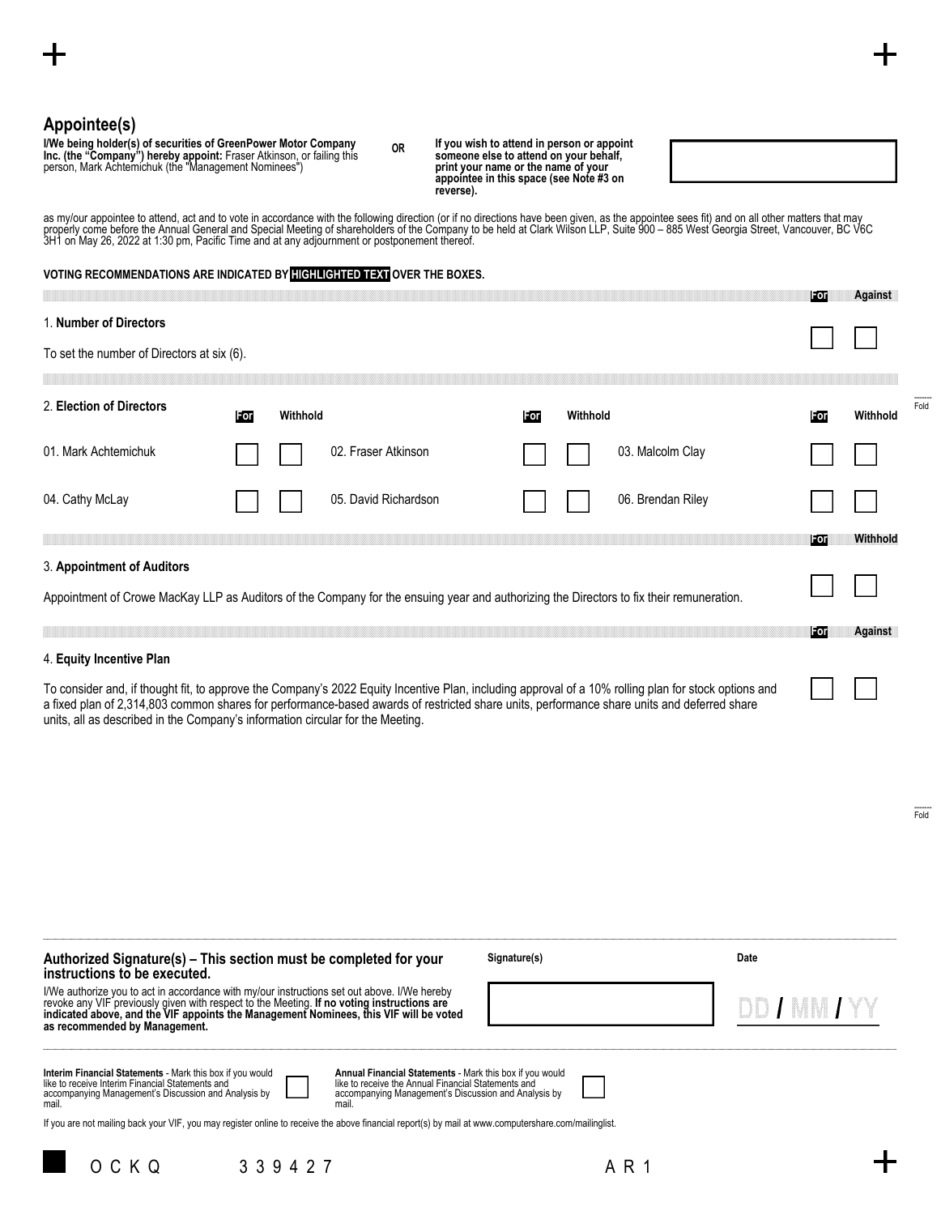## Appointee(s)

**I/We being holder(s) of securities of GreenPower Motor Company Inc. (the "Company") hereby appoint:** Fraser Atkinson, or failing this person, Mark Achtemichuk (the "Management Nominees")

**OR**

**If you wish to attend in person or appoint someone else to attend on your behalf, print your name or the name of your appointee in this space (see Note #3 on reverse).**

as my/our appointee to attend, act and to vote in accordance with the following direction (or if no directions have been given, as the appointee sees fit) and on all other matters that may properly come before the Annual General and Special Meeting of shareholders of the Company to be held at Clark Wilson LLP, Suite 900 – 885 West Georgia Street, Vancouver, BC V6C 3H1 on May 26, 2022 at 1:30 pm, Pacific Time and at any adjournment or postponement thereof.

**VOTING RECOMMENDATIONS ARE INDICATED BY HIGHLIGHTED TEXT OVER THE BOXES.**

| | For | Against |
|---|---|---|
| 1. **Number of Directors**<br>To set the number of Directors at six (6). | ☐ | ☐ |

2. **Election of Directors**

| | For | Withhold | | For | Withhold | | For | Withhold |
|---|---|---|---|---|---|---|---|---|
| 01. Mark Achtemichuk | ☐ | ☐ | 02. Fraser Atkinson | ☐ | ☐ | 03. Malcolm Clay | ☐ | ☐ |
| 04. Cathy McLay | ☐ | ☐ | 05. David Richardson | ☐ | ☐ | 06. Brendan Riley | ☐ | ☐ |

| | For | Withhold |
|---|---|---|
| 3. **Appointment of Auditors**<br>Appointment of Crowe MacKay LLP as Auditors of the Company for the ensuing year and authorizing the Directors to fix their remuneration. | ☐ | ☐ |

| | For | Against |
|---|---|---|
| 4. **Equity Incentive Plan**<br>To consider and, if thought fit, to approve the Company's 2022 Equity Incentive Plan, including approval of a 10% rolling plan for stock options and a fixed plan of 2,314,803 common shares for performance-based awards of restricted share units, performance share units and deferred share units, all as described in the Company's information circular for the Meeting. | ☐ | ☐ |

**Authorized Signature(s) – This section must be completed for your instructions to be executed.**

I/We authorize you to act in accordance with my/our instructions set out above. I/We hereby revoke any VIF previously given with respect to the Meeting. **If no voting instructions are indicated above, and the VIF appoints the Management Nominees, this VIF will be voted as recommended by Management.**

Signature(s)

Date

DD / MM / YY

**Interim Financial Statements** - Mark this box if you would like to receive Interim Financial Statements and accompanying Management's Discussion and Analysis by mail. ☐

**Annual Financial Statements** - Mark this box if you would like to receive the Annual Financial Statements and accompanying Management's Discussion and Analysis by mail. ☐

If you are not mailing back your VIF, you may register online to receive the above financial report(s) by mail at www.computershare.com/mailinglist.

O C K Q 3 3 9 4 2 7 A R 1